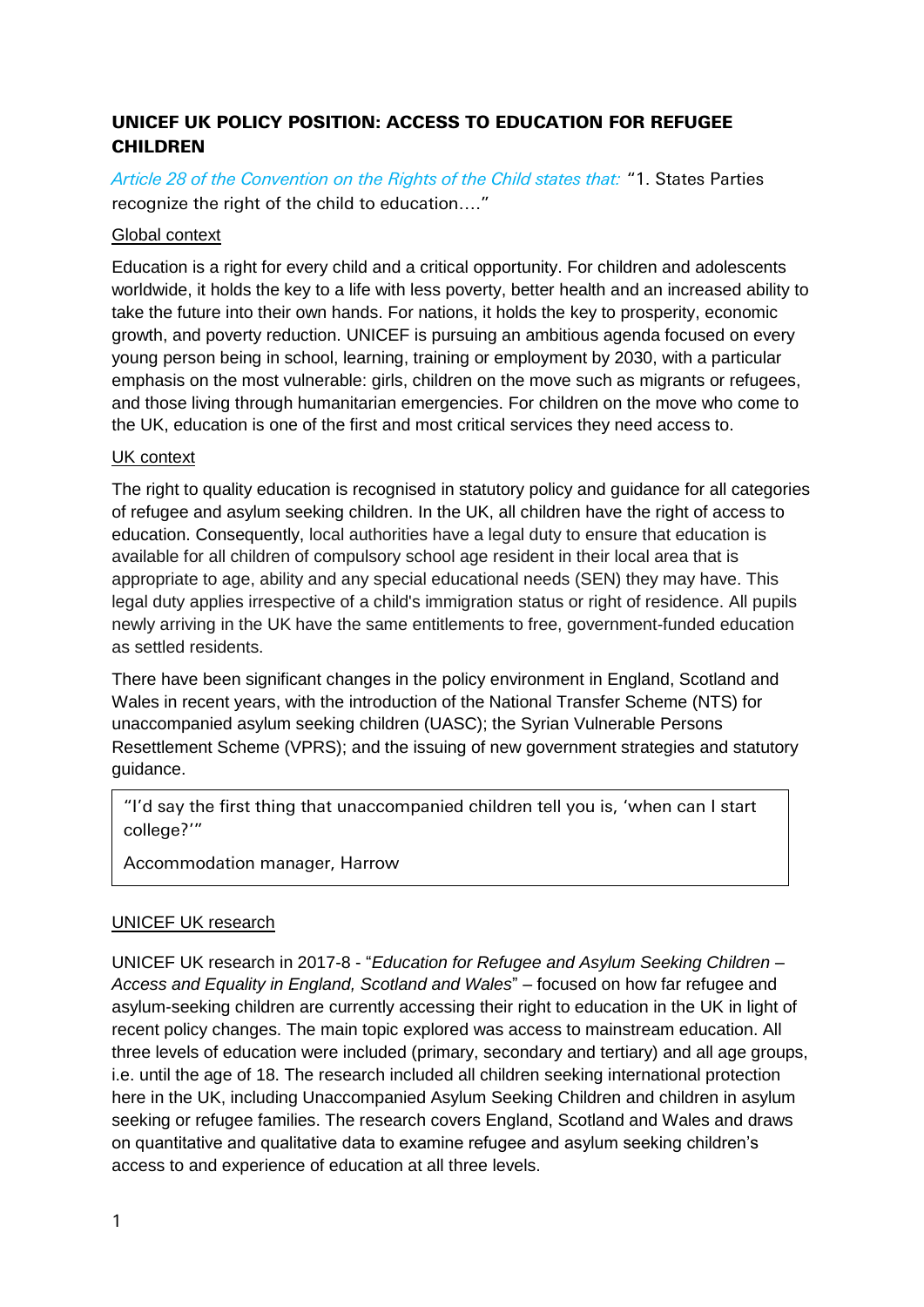# UNICEF UK POLICY POSITION: ACCESS TO EDUCATION FOR REFUGEE CHILDREN

*Article 28 of the Convention on the Rights of the Child states that:* "1. States Parties recognize the right of the child to education…."

## Global context

Education is a right for every child and a critical opportunity. For children and adolescents worldwide, it holds the key to a life with less poverty, better health and an increased ability to take the future into their own hands. For nations, it holds the key to prosperity, economic growth, and poverty reduction. UNICEF is pursuing an ambitious agenda focused on every young person being in school, learning, training or employment by 2030, with a particular emphasis on the most vulnerable: girls, children on the move such as migrants or refugees, and those living through humanitarian emergencies. For children on the move who come to the UK, education is one of the first and most critical services they need access to.

## UK context

The right to quality education is recognised in statutory policy and guidance for all categories of refugee and asylum seeking children. In the UK, all children have the right of access to education. Consequently, local authorities have a legal duty to ensure that education is available for all children of compulsory school age resident in their local area that is appropriate to age, ability and any special educational needs (SEN) they may have. This legal duty applies irrespective of a child's immigration status or right of residence. All pupils newly arriving in the UK have the same entitlements to free, government-funded education as settled residents.

There have been significant changes in the policy environment in England, Scotland and Wales in recent years, with the introduction of the National Transfer Scheme (NTS) for unaccompanied asylum seeking children (UASC); the Syrian Vulnerable Persons Resettlement Scheme (VPRS); and the issuing of new government strategies and statutory guidance.

> "I'd say the first thing that unaccompanied children tell you is, 'when can I start college?'"
>
> Accommodation manager, Harrow

## UNICEF UK research

UNICEF UK research in 2017-8 - "*Education for Refugee and Asylum Seeking Children – Access and Equality in England, Scotland and Wales*" – focused on how far refugee and asylum-seeking children are currently accessing their right to education in the UK in light of recent policy changes. The main topic explored was access to mainstream education. All three levels of education were included (primary, secondary and tertiary) and all age groups, i.e. until the age of 18. The research included all children seeking international protection here in the UK, including Unaccompanied Asylum Seeking Children and children in asylum seeking or refugee families. The research covers England, Scotland and Wales and draws on quantitative and qualitative data to examine refugee and asylum seeking children's access to and experience of education at all three levels.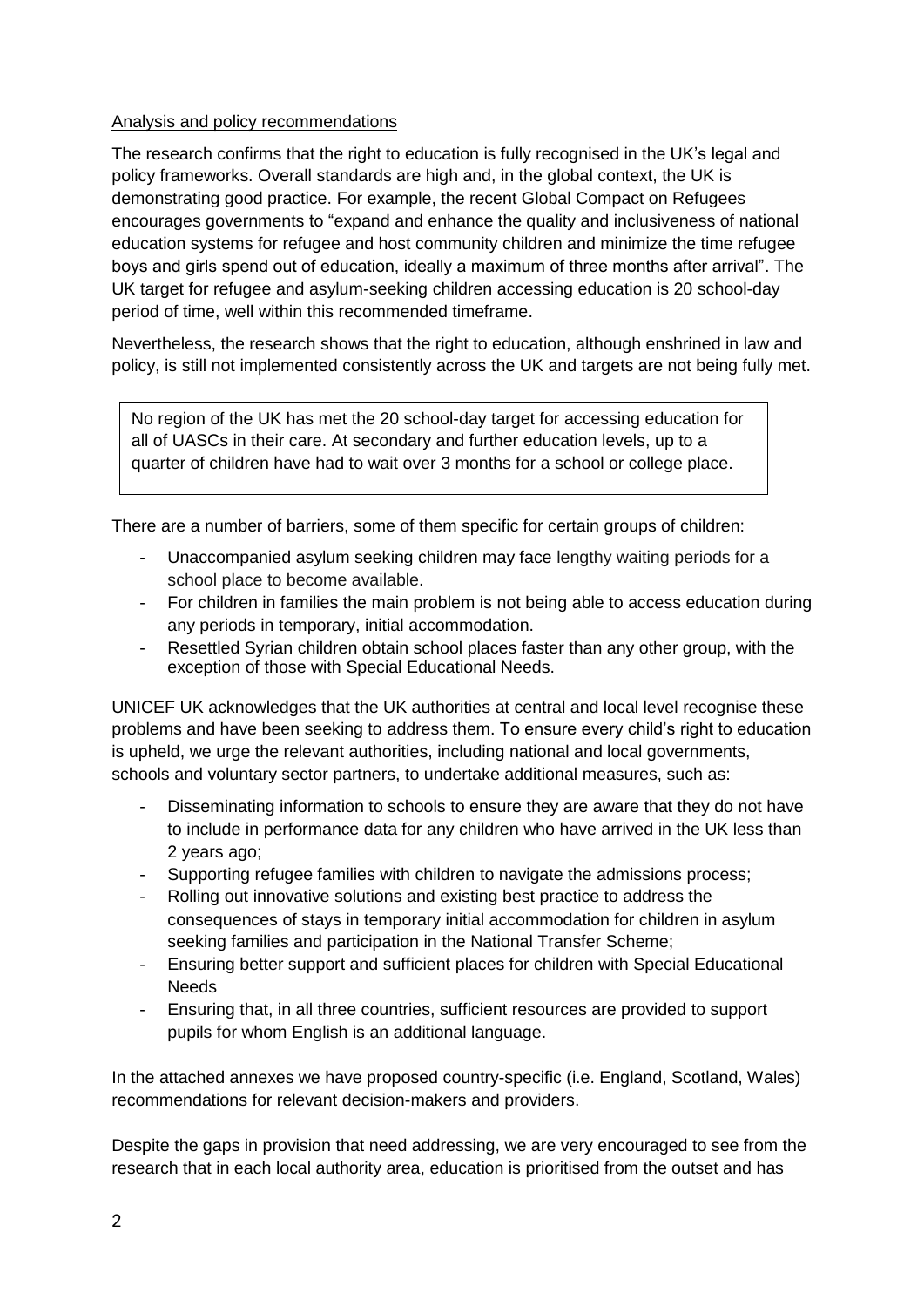Analysis and policy recommendations

The research confirms that the right to education is fully recognised in the UK's legal and policy frameworks. Overall standards are high and, in the global context, the UK is demonstrating good practice. For example, the recent Global Compact on Refugees encourages governments to "expand and enhance the quality and inclusiveness of national education systems for refugee and host community children and minimize the time refugee boys and girls spend out of education, ideally a maximum of three months after arrival". The UK target for refugee and asylum-seeking children accessing education is 20 school-day period of time, well within this recommended timeframe.

Nevertheless, the research shows that the right to education, although enshrined in law and policy, is still not implemented consistently across the UK and targets are not being fully met.

> No region of the UK has met the 20 school-day target for accessing education for all of UASCs in their care. At secondary and further education levels, up to a quarter of children have had to wait over 3 months for a school or college place.

There are a number of barriers, some of them specific for certain groups of children:

- Unaccompanied asylum seeking children may face lengthy waiting periods for a school place to become available.
- For children in families the main problem is not being able to access education during any periods in temporary, initial accommodation.
- Resettled Syrian children obtain school places faster than any other group, with the exception of those with Special Educational Needs.

UNICEF UK acknowledges that the UK authorities at central and local level recognise these problems and have been seeking to address them. To ensure every child's right to education is upheld, we urge the relevant authorities, including national and local governments, schools and voluntary sector partners, to undertake additional measures, such as:

- Disseminating information to schools to ensure they are aware that they do not have to include in performance data for any children who have arrived in the UK less than 2 years ago;
- Supporting refugee families with children to navigate the admissions process;
- Rolling out innovative solutions and existing best practice to address the consequences of stays in temporary initial accommodation for children in asylum seeking families and participation in the National Transfer Scheme;
- Ensuring better support and sufficient places for children with Special Educational Needs
- Ensuring that, in all three countries, sufficient resources are provided to support pupils for whom English is an additional language.

In the attached annexes we have proposed country-specific (i.e. England, Scotland, Wales) recommendations for relevant decision-makers and providers.

Despite the gaps in provision that need addressing, we are very encouraged to see from the research that in each local authority area, education is prioritised from the outset and has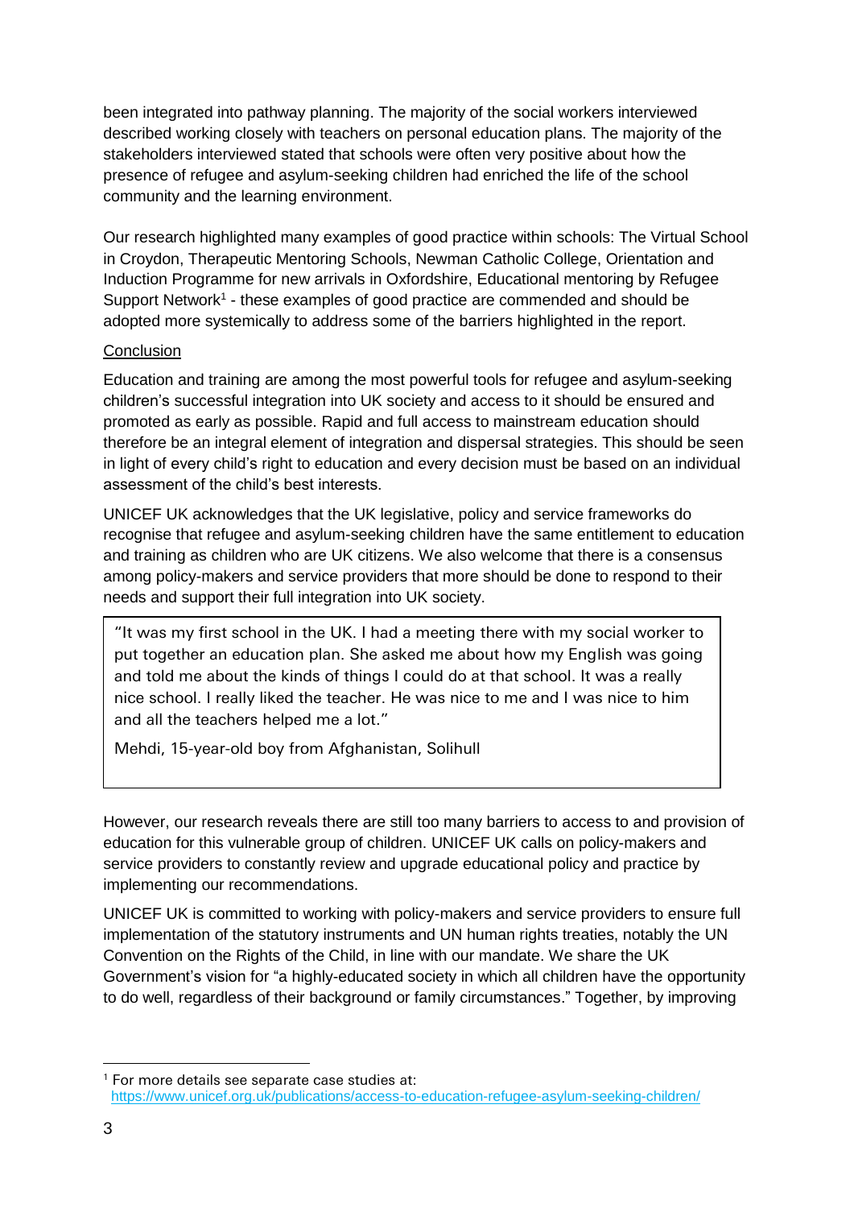been integrated into pathway planning. The majority of the social workers interviewed described working closely with teachers on personal education plans. The majority of the stakeholders interviewed stated that schools were often very positive about how the presence of refugee and asylum-seeking children had enriched the life of the school community and the learning environment.

Our research highlighted many examples of good practice within schools: The Virtual School in Croydon, Therapeutic Mentoring Schools, Newman Catholic College, Orientation and Induction Programme for new arrivals in Oxfordshire, Educational mentoring by Refugee Support Network[1] - these examples of good practice are commended and should be adopted more systemically to address some of the barriers highlighted in the report.

Conclusion

Education and training are among the most powerful tools for refugee and asylum-seeking children's successful integration into UK society and access to it should be ensured and promoted as early as possible. Rapid and full access to mainstream education should therefore be an integral element of integration and dispersal strategies. This should be seen in light of every child's right to education and every decision must be based on an individual assessment of the child's best interests.

UNICEF UK acknowledges that the UK legislative, policy and service frameworks do recognise that refugee and asylum-seeking children have the same entitlement to education and training as children who are UK citizens. We also welcome that there is a consensus among policy-makers and service providers that more should be done to respond to their needs and support their full integration into UK society.

> "It was my first school in the UK. I had a meeting there with my social worker to put together an education plan. She asked me about how my English was going and told me about the kinds of things I could do at that school. It was a really nice school. I really liked the teacher. He was nice to me and I was nice to him and all the teachers helped me a lot."
>
> Mehdi, 15-year-old boy from Afghanistan, Solihull

However, our research reveals there are still too many barriers to access to and provision of education for this vulnerable group of children. UNICEF UK calls on policy-makers and service providers to constantly review and upgrade educational policy and practice by implementing our recommendations.

UNICEF UK is committed to working with policy-makers and service providers to ensure full implementation of the statutory instruments and UN human rights treaties, notably the UN Convention on the Rights of the Child, in line with our mandate. We share the UK Government's vision for "a highly-educated society in which all children have the opportunity to do well, regardless of their background or family circumstances." Together, by improving

[1] For more details see separate case studies at: https://www.unicef.org.uk/publications/access-to-education-refugee-asylum-seeking-children/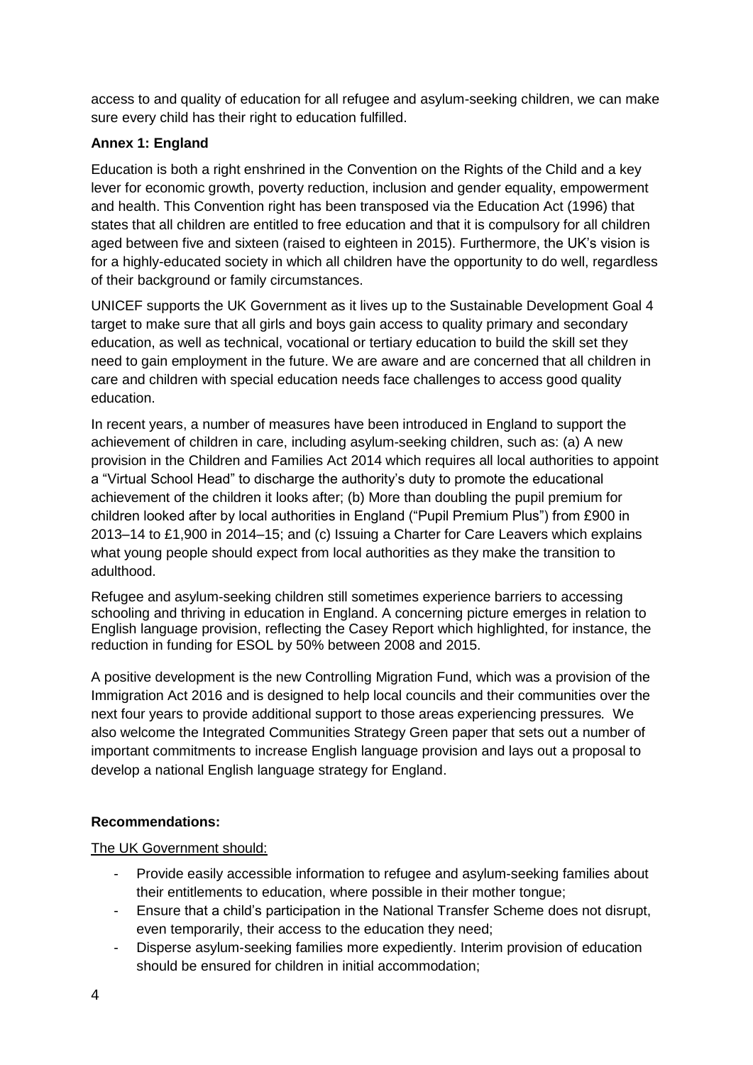access to and quality of education for all refugee and asylum-seeking children, we can make sure every child has their right to education fulfilled.

## Annex 1: England

Education is both a right enshrined in the Convention on the Rights of the Child and a key lever for economic growth, poverty reduction, inclusion and gender equality, empowerment and health. This Convention right has been transposed via the Education Act (1996) that states that all children are entitled to free education and that it is compulsory for all children aged between five and sixteen (raised to eighteen in 2015). Furthermore, the UK's vision is for a highly-educated society in which all children have the opportunity to do well, regardless of their background or family circumstances.

UNICEF supports the UK Government as it lives up to the Sustainable Development Goal 4 target to make sure that all girls and boys gain access to quality primary and secondary education, as well as technical, vocational or tertiary education to build the skill set they need to gain employment in the future. We are aware and are concerned that all children in care and children with special education needs face challenges to access good quality education.

In recent years, a number of measures have been introduced in England to support the achievement of children in care, including asylum-seeking children, such as: (a) A new provision in the Children and Families Act 2014 which requires all local authorities to appoint a "Virtual School Head" to discharge the authority's duty to promote the educational achievement of the children it looks after; (b) More than doubling the pupil premium for children looked after by local authorities in England ("Pupil Premium Plus") from £900 in 2013–14 to £1,900 in 2014–15; and (c) Issuing a Charter for Care Leavers which explains what young people should expect from local authorities as they make the transition to adulthood.

Refugee and asylum-seeking children still sometimes experience barriers to accessing schooling and thriving in education in England. A concerning picture emerges in relation to English language provision, reflecting the Casey Report which highlighted, for instance, the reduction in funding for ESOL by 50% between 2008 and 2015.

A positive development is the new Controlling Migration Fund, which was a provision of the Immigration Act 2016 and is designed to help local councils and their communities over the next four years to provide additional support to those areas experiencing pressures. We also welcome the Integrated Communities Strategy Green paper that sets out a number of important commitments to increase English language provision and lays out a proposal to develop a national English language strategy for England.

### Recommendations:

The UK Government should:

- Provide easily accessible information to refugee and asylum-seeking families about their entitlements to education, where possible in their mother tongue;
- Ensure that a child's participation in the National Transfer Scheme does not disrupt, even temporarily, their access to the education they need;
- Disperse asylum-seeking families more expediently. Interim provision of education should be ensured for children in initial accommodation;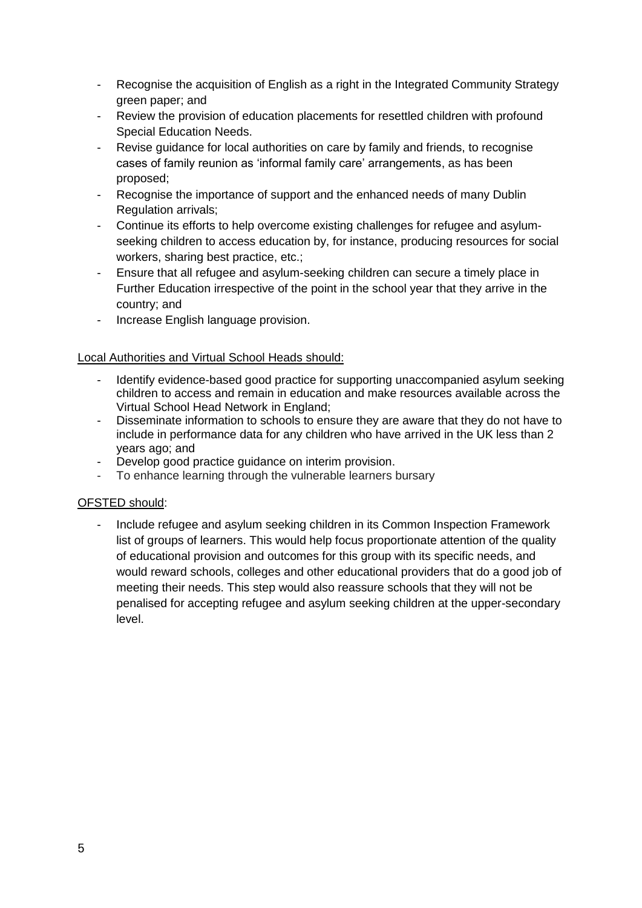- Recognise the acquisition of English as a right in the Integrated Community Strategy green paper; and
- Review the provision of education placements for resettled children with profound Special Education Needs.
- Revise guidance for local authorities on care by family and friends, to recognise cases of family reunion as 'informal family care' arrangements, as has been proposed;
- Recognise the importance of support and the enhanced needs of many Dublin Regulation arrivals;
- Continue its efforts to help overcome existing challenges for refugee and asylum-seeking children to access education by, for instance, producing resources for social workers, sharing best practice, etc.;
- Ensure that all refugee and asylum-seeking children can secure a timely place in Further Education irrespective of the point in the school year that they arrive in the country; and
- Increase English language provision.

<u>Local Authorities and Virtual School Heads should:</u>

- Identify evidence-based good practice for supporting unaccompanied asylum seeking children to access and remain in education and make resources available across the Virtual School Head Network in England;
- Disseminate information to schools to ensure they are aware that they do not have to include in performance data for any children who have arrived in the UK less than 2 years ago; and
- Develop good practice guidance on interim provision.
- To enhance learning through the vulnerable learners bursary

<u>OFSTED should</u>:

- Include refugee and asylum seeking children in its Common Inspection Framework list of groups of learners. This would help focus proportionate attention of the quality of educational provision and outcomes for this group with its specific needs, and would reward schools, colleges and other educational providers that do a good job of meeting their needs. This step would also reassure schools that they will not be penalised for accepting refugee and asylum seeking children at the upper-secondary level.